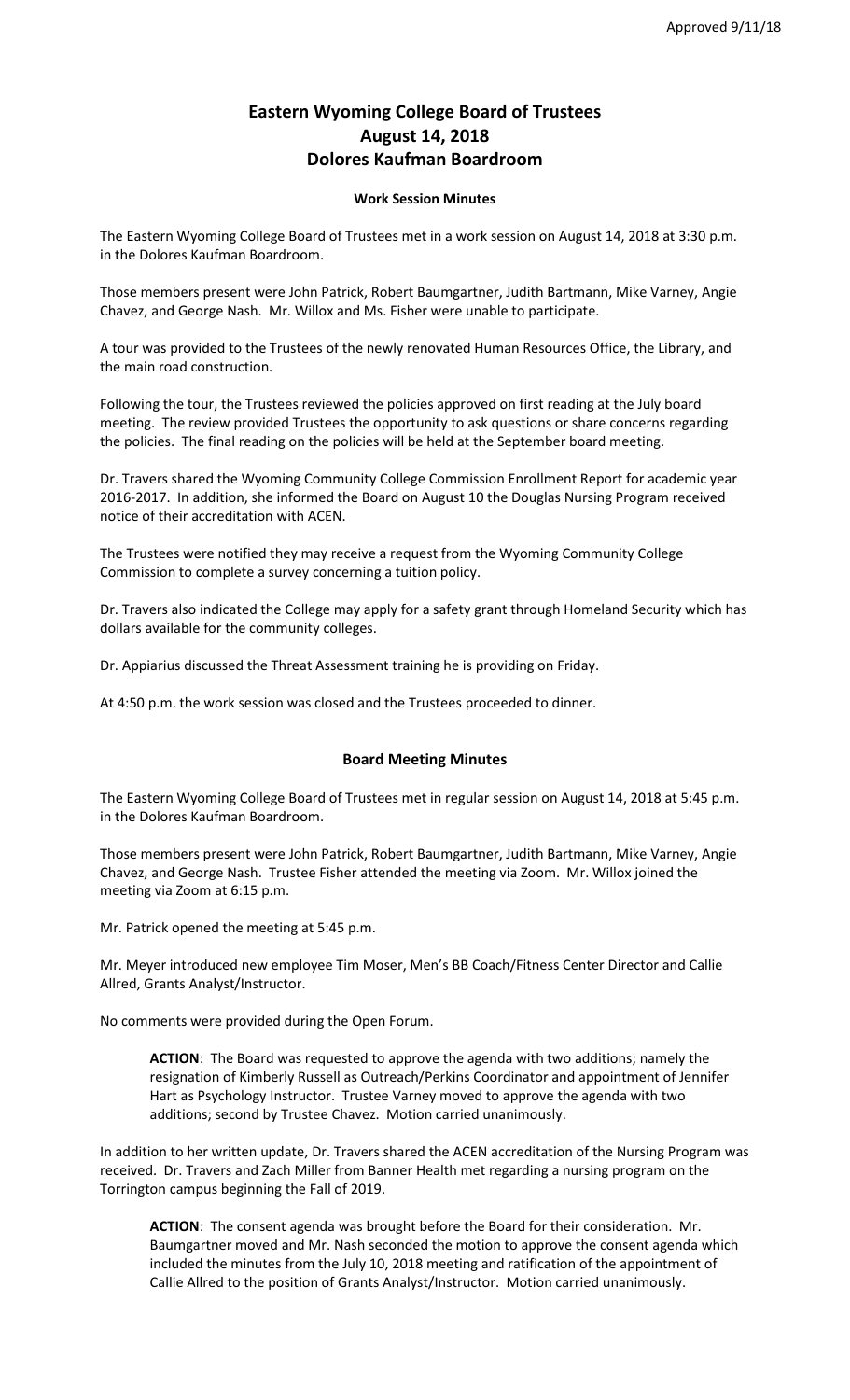Approved 9/11/18

# Eastern Wyoming College Board of Trustees
# August 14, 2018
# Dolores Kaufman Boardroom

### Work Session Minutes

The Eastern Wyoming College Board of Trustees met in a work session on August 14, 2018 at 3:30 p.m. in the Dolores Kaufman Boardroom.

Those members present were John Patrick, Robert Baumgartner, Judith Bartmann, Mike Varney, Angie Chavez, and George Nash. Mr. Willox and Ms. Fisher were unable to participate.

A tour was provided to the Trustees of the newly renovated Human Resources Office, the Library, and the main road construction.

Following the tour, the Trustees reviewed the policies approved on first reading at the July board meeting. The review provided Trustees the opportunity to ask questions or share concerns regarding the policies. The final reading on the policies will be held at the September board meeting.

Dr. Travers shared the Wyoming Community College Commission Enrollment Report for academic year 2016-2017. In addition, she informed the Board on August 10 the Douglas Nursing Program received notice of their accreditation with ACEN.

The Trustees were notified they may receive a request from the Wyoming Community College Commission to complete a survey concerning a tuition policy.

Dr. Travers also indicated the College may apply for a safety grant through Homeland Security which has dollars available for the community colleges.

Dr. Appiarius discussed the Threat Assessment training he is providing on Friday.

At 4:50 p.m. the work session was closed and the Trustees proceeded to dinner.

### Board Meeting Minutes

The Eastern Wyoming College Board of Trustees met in regular session on August 14, 2018 at 5:45 p.m. in the Dolores Kaufman Boardroom.

Those members present were John Patrick, Robert Baumgartner, Judith Bartmann, Mike Varney, Angie Chavez, and George Nash. Trustee Fisher attended the meeting via Zoom. Mr. Willox joined the meeting via Zoom at 6:15 p.m.

Mr. Patrick opened the meeting at 5:45 p.m.

Mr. Meyer introduced new employee Tim Moser, Men's BB Coach/Fitness Center Director and Callie Allred, Grants Analyst/Instructor.

No comments were provided during the Open Forum.

> **ACTION**: The Board was requested to approve the agenda with two additions; namely the resignation of Kimberly Russell as Outreach/Perkins Coordinator and appointment of Jennifer Hart as Psychology Instructor. Trustee Varney moved to approve the agenda with two additions; second by Trustee Chavez. Motion carried unanimously.

In addition to her written update, Dr. Travers shared the ACEN accreditation of the Nursing Program was received. Dr. Travers and Zach Miller from Banner Health met regarding a nursing program on the Torrington campus beginning the Fall of 2019.

> **ACTION**: The consent agenda was brought before the Board for their consideration. Mr. Baumgartner moved and Mr. Nash seconded the motion to approve the consent agenda which included the minutes from the July 10, 2018 meeting and ratification of the appointment of Callie Allred to the position of Grants Analyst/Instructor. Motion carried unanimously.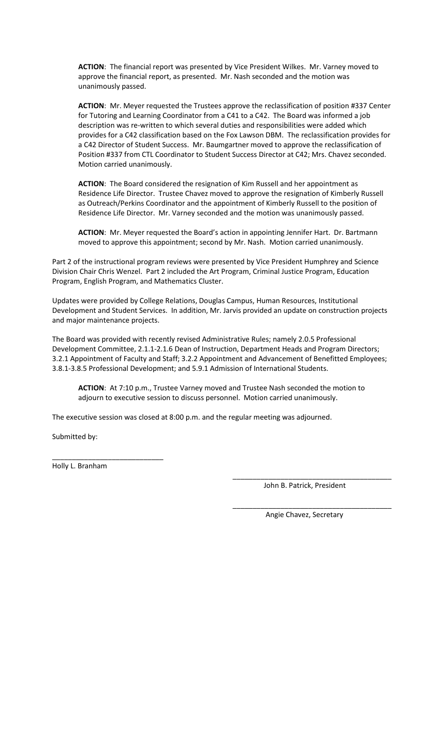**ACTION**: The financial report was presented by Vice President Wilkes. Mr. Varney moved to approve the financial report, as presented. Mr. Nash seconded and the motion was unanimously passed.

**ACTION**: Mr. Meyer requested the Trustees approve the reclassification of position #337 Center for Tutoring and Learning Coordinator from a C41 to a C42. The Board was informed a job description was re-written to which several duties and responsibilities were added which provides for a C42 classification based on the Fox Lawson DBM. The reclassification provides for a C42 Director of Student Success. Mr. Baumgartner moved to approve the reclassification of Position #337 from CTL Coordinator to Student Success Director at C42; Mrs. Chavez seconded. Motion carried unanimously.

**ACTION**: The Board considered the resignation of Kim Russell and her appointment as Residence Life Director. Trustee Chavez moved to approve the resignation of Kimberly Russell as Outreach/Perkins Coordinator and the appointment of Kimberly Russell to the position of Residence Life Director. Mr. Varney seconded and the motion was unanimously passed.

**ACTION**: Mr. Meyer requested the Board's action in appointing Jennifer Hart. Dr. Bartmann moved to approve this appointment; second by Mr. Nash. Motion carried unanimously.

Part 2 of the instructional program reviews were presented by Vice President Humphrey and Science Division Chair Chris Wenzel. Part 2 included the Art Program, Criminal Justice Program, Education Program, English Program, and Mathematics Cluster.

Updates were provided by College Relations, Douglas Campus, Human Resources, Institutional Development and Student Services. In addition, Mr. Jarvis provided an update on construction projects and major maintenance projects.

The Board was provided with recently revised Administrative Rules; namely 2.0.5 Professional Development Committee, 2.1.1-2.1.6 Dean of Instruction, Department Heads and Program Directors; 3.2.1 Appointment of Faculty and Staff; 3.2.2 Appointment and Advancement of Benefitted Employees; 3.8.1-3.8.5 Professional Development; and 5.9.1 Admission of International Students.

**ACTION**: At 7:10 p.m., Trustee Varney moved and Trustee Nash seconded the motion to adjourn to executive session to discuss personnel. Motion carried unanimously.

The executive session was closed at 8:00 p.m. and the regular meeting was adjourned.

Submitted by:

\_\_\_\_\_\_\_\_\_\_\_\_\_\_\_\_\_\_\_\_\_\_\_\_\_\_\_\_

Holly L. Branham

\_\_\_\_\_\_\_\_\_\_\_\_\_\_\_\_\_\_\_\_\_\_\_\_\_\_\_\_\_\_\_\_\_\_\_\_\_\_\_\_

John B. Patrick, President

\_\_\_\_\_\_\_\_\_\_\_\_\_\_\_\_\_\_\_\_\_\_\_\_\_\_\_\_\_\_\_\_\_\_\_\_\_\_\_\_

Angie Chavez, Secretary